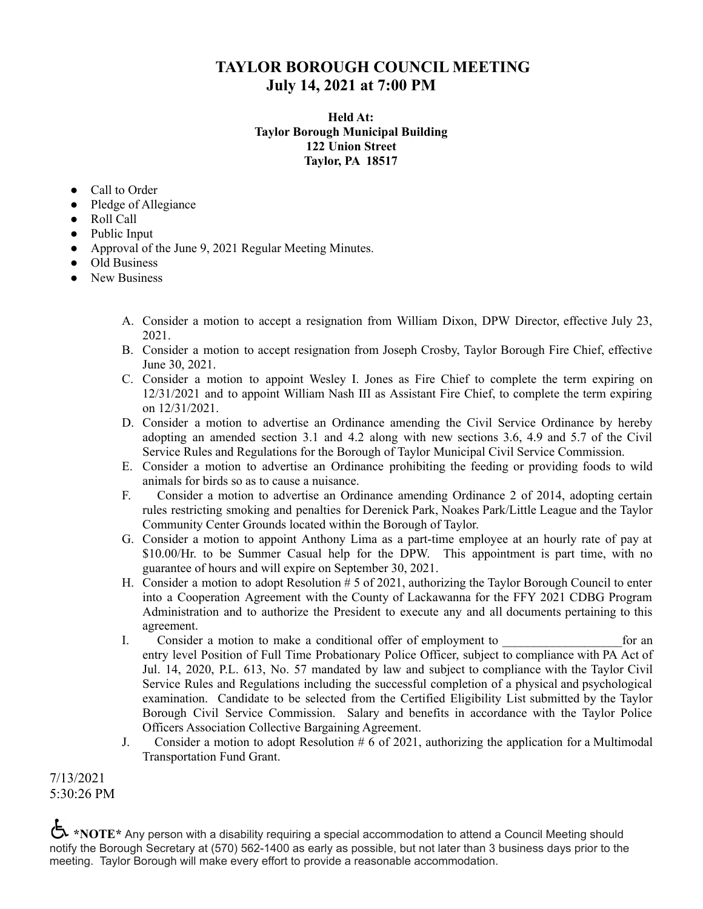# TAYLOR BOROUGH COUNCIL MEETING
## July 14, 2021 at 7:00 PM

**Held At:**
**Taylor Borough Municipal Building**
**122 Union Street**
**Taylor, PA 18517**

- Call to Order
- Pledge of Allegiance
- Roll Call
- Public Input
- Approval of the June 9, 2021 Regular Meeting Minutes.
- Old Business
- New Business

A. Consider a motion to accept a resignation from William Dixon, DPW Director, effective July 23, 2021.

B. Consider a motion to accept resignation from Joseph Crosby, Taylor Borough Fire Chief, effective June 30, 2021.

C. Consider a motion to appoint Wesley I. Jones as Fire Chief to complete the term expiring on 12/31/2021 and to appoint William Nash III as Assistant Fire Chief, to complete the term expiring on 12/31/2021.

D. Consider a motion to advertise an Ordinance amending the Civil Service Ordinance by hereby adopting an amended section 3.1 and 4.2 along with new sections 3.6, 4.9 and 5.7 of the Civil Service Rules and Regulations for the Borough of Taylor Municipal Civil Service Commission.

E. Consider a motion to advertise an Ordinance prohibiting the feeding or providing foods to wild animals for birds so as to cause a nuisance.

F. Consider a motion to advertise an Ordinance amending Ordinance 2 of 2014, adopting certain rules restricting smoking and penalties for Derenick Park, Noakes Park/Little League and the Taylor Community Center Grounds located within the Borough of Taylor.

G. Consider a motion to appoint Anthony Lima as a part-time employee at an hourly rate of pay at $10.00/Hr. to be Summer Casual help for the DPW. This appointment is part time, with no guarantee of hours and will expire on September 30, 2021.

H. Consider a motion to adopt Resolution # 5 of 2021, authorizing the Taylor Borough Council to enter into a Cooperation Agreement with the County of Lackawanna for the FFY 2021 CDBG Program Administration and to authorize the President to execute any and all documents pertaining to this agreement.

I. Consider a motion to make a conditional offer of employment to ___________________ for an entry level Position of Full Time Probationary Police Officer, subject to compliance with PA Act of Jul. 14, 2020, P.L. 613, No. 57 mandated by law and subject to compliance with the Taylor Civil Service Rules and Regulations including the successful completion of a physical and psychological examination. Candidate to be selected from the Certified Eligibility List submitted by the Taylor Borough Civil Service Commission. Salary and benefits in accordance with the Taylor Police Officers Association Collective Bargaining Agreement.

J. Consider a motion to adopt Resolution # 6 of 2021, authorizing the application for a Multimodal Transportation Fund Grant.

7/13/2021
5:30:26 PM

♿ **\*NOTE\*** Any person with a disability requiring a special accommodation to attend a Council Meeting should notify the Borough Secretary at (570) 562-1400 as early as possible, but not later than 3 business days prior to the meeting. Taylor Borough will make every effort to provide a reasonable accommodation.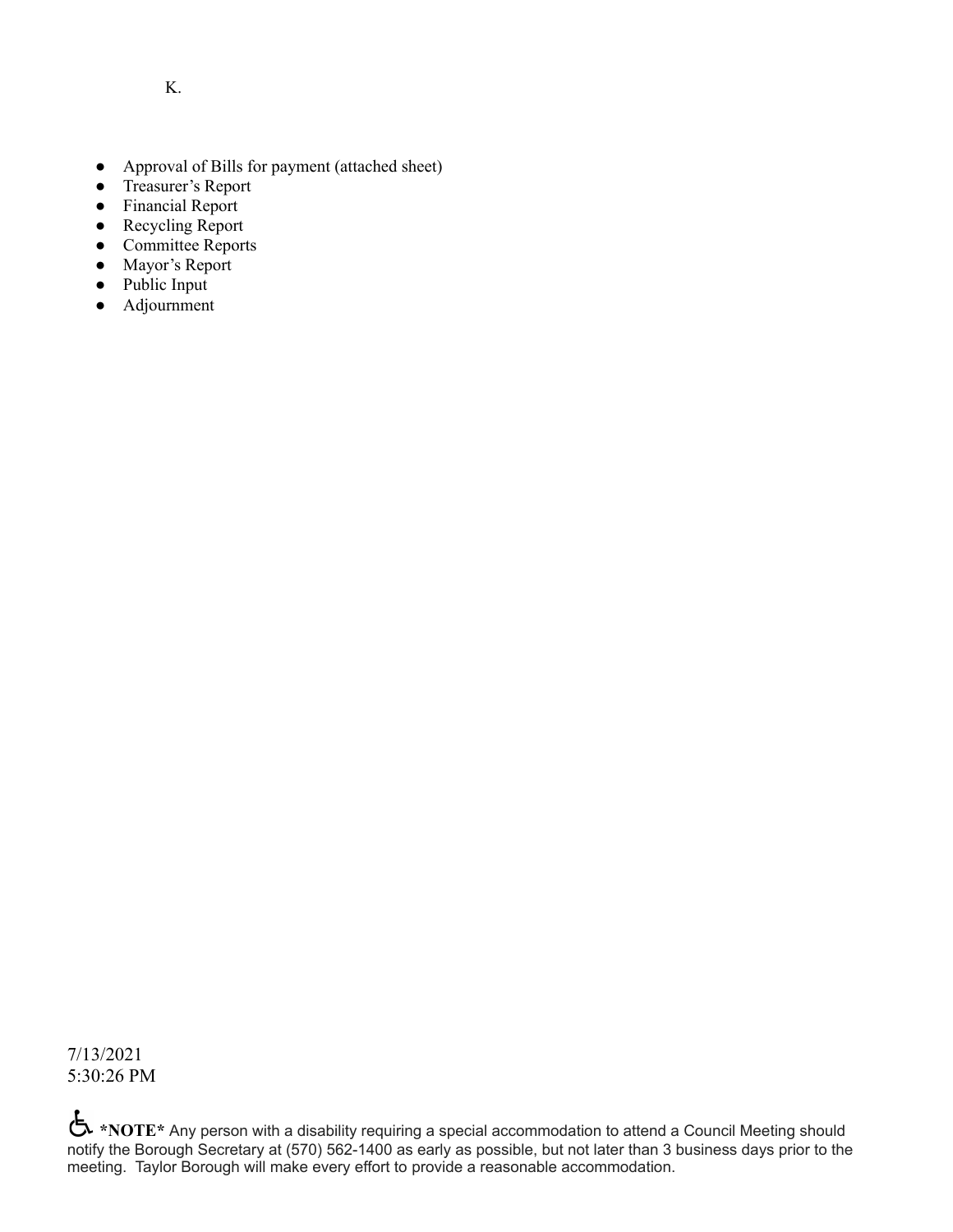K.

- Approval of Bills for payment (attached sheet)
- Treasurer's Report
- Financial Report
- Recycling Report
- Committee Reports
- Mayor's Report
- Public Input
- Adjournment

7/13/2021
5:30:26 PM

♿ ***NOTE*** Any person with a disability requiring a special accommodation to attend a Council Meeting should notify the Borough Secretary at (570) 562-1400 as early as possible, but not later than 3 business days prior to the meeting. Taylor Borough will make every effort to provide a reasonable accommodation.